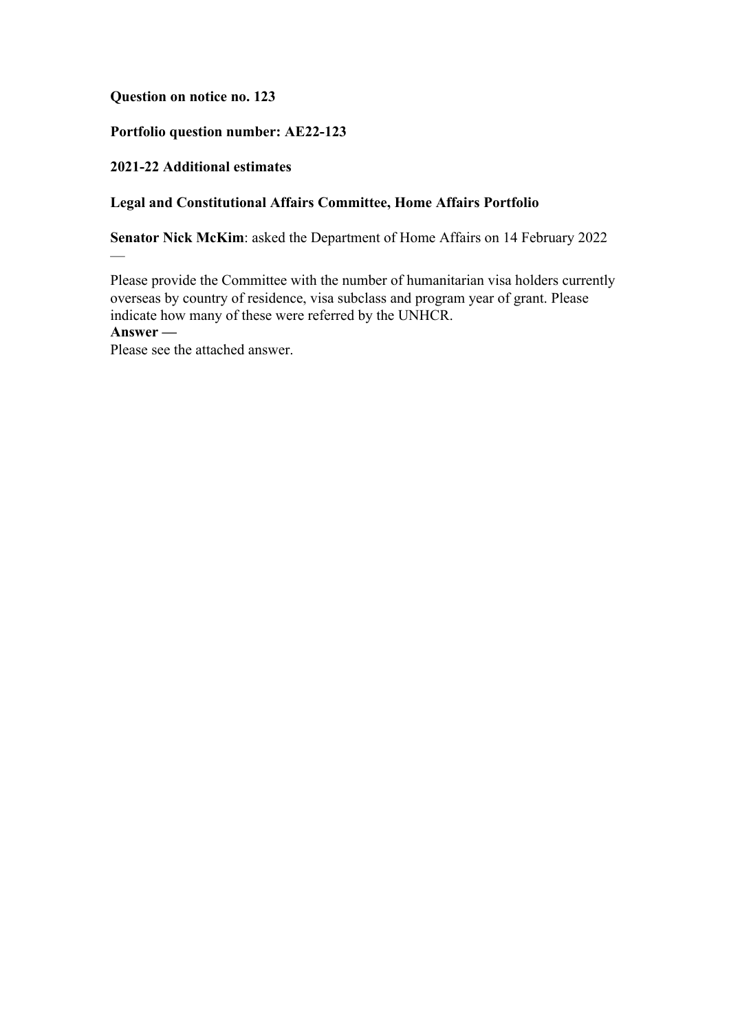**Question on notice no. 123**

**Portfolio question number: AE22-123**

**2021-22 Additional estimates**

**Legal and Constitutional Affairs Committee, Home Affairs Portfolio**

**Senator Nick McKim**: asked the Department of Home Affairs on 14 February 2022 —

Please provide the Committee with the number of humanitarian visa holders currently overseas by country of residence, visa subclass and program year of grant. Please indicate how many of these were referred by the UNHCR.

**Answer —**

Please see the attached answer.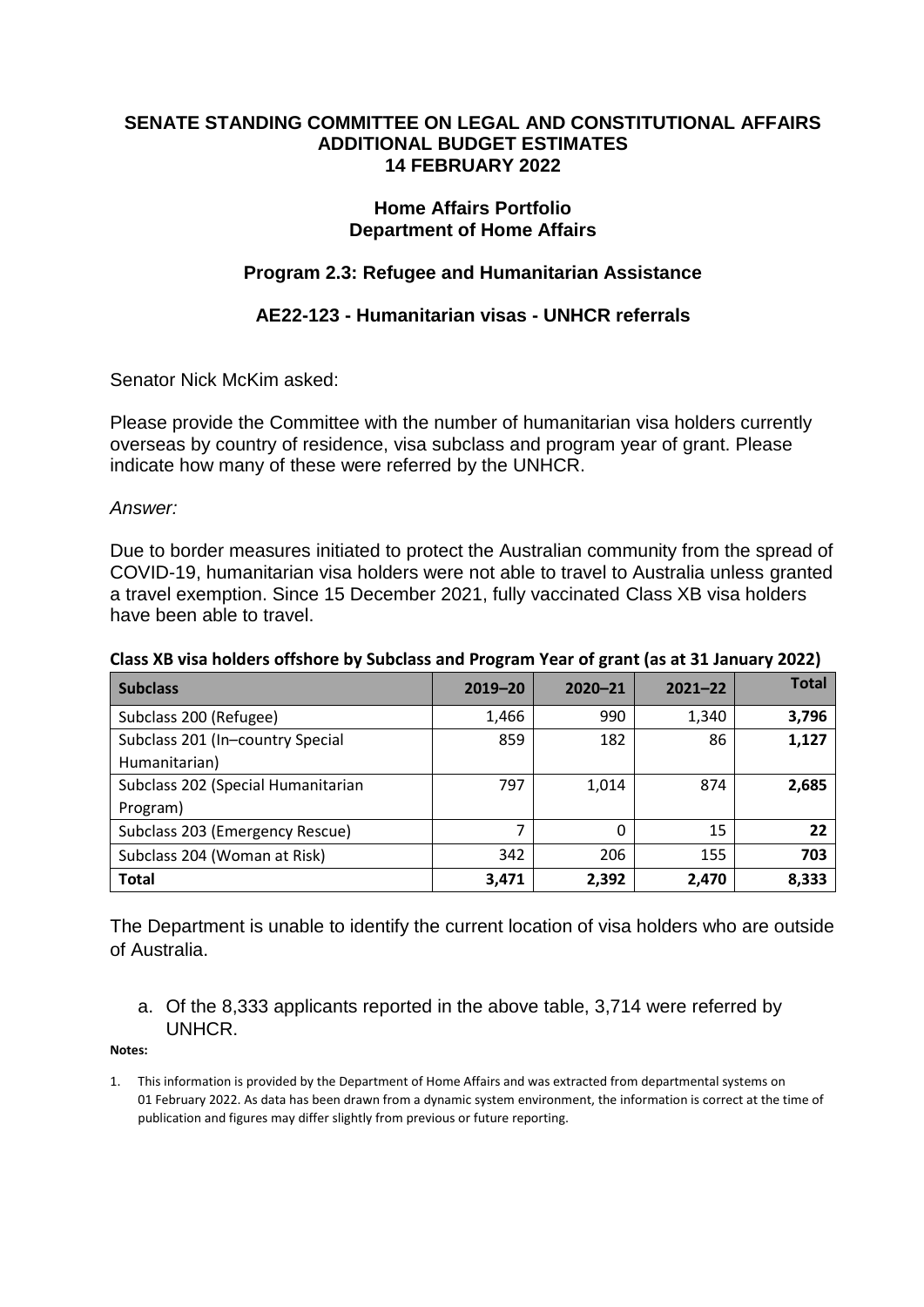**SENATE STANDING COMMITTEE ON LEGAL AND CONSTITUTIONAL AFFAIRS**
**ADDITIONAL BUDGET ESTIMATES**
**14 FEBRUARY 2022**

**Home Affairs Portfolio**
**Department of Home Affairs**

### Program 2.3: Refugee and Humanitarian Assistance

### AE22-123 - Humanitarian visas - UNHCR referrals

Senator Nick McKim asked:

Please provide the Committee with the number of humanitarian visa holders currently overseas by country of residence, visa subclass and program year of grant. Please indicate how many of these were referred by the UNHCR.

*Answer:*

Due to border measures initiated to protect the Australian community from the spread of COVID-19, humanitarian visa holders were not able to travel to Australia unless granted a travel exemption. Since 15 December 2021, fully vaccinated Class XB visa holders have been able to travel.

**Class XB visa holders offshore by Subclass and Program Year of grant (as at 31 January 2022)**

| Subclass | 2019–20 | 2020–21 | 2021–22 | Total |
|---|---|---|---|---|
| Subclass 200 (Refugee) | 1,466 | 990 | 1,340 | **3,796** |
| Subclass 201 (In–country Special Humanitarian) | 859 | 182 | 86 | **1,127** |
| Subclass 202 (Special Humanitarian Program) | 797 | 1,014 | 874 | **2,685** |
| Subclass 203 (Emergency Rescue) | 7 | 0 | 15 | **22** |
| Subclass 204 (Woman at Risk) | 342 | 206 | 155 | **703** |
| **Total** | **3,471** | **2,392** | **2,470** | **8,333** |

The Department is unable to identify the current location of visa holders who are outside of Australia.

a. Of the 8,333 applicants reported in the above table, 3,714 were referred by UNHCR.

**Notes:**

1. This information is provided by the Department of Home Affairs and was extracted from departmental systems on 01 February 2022. As data has been drawn from a dynamic system environment, the information is correct at the time of publication and figures may differ slightly from previous or future reporting.